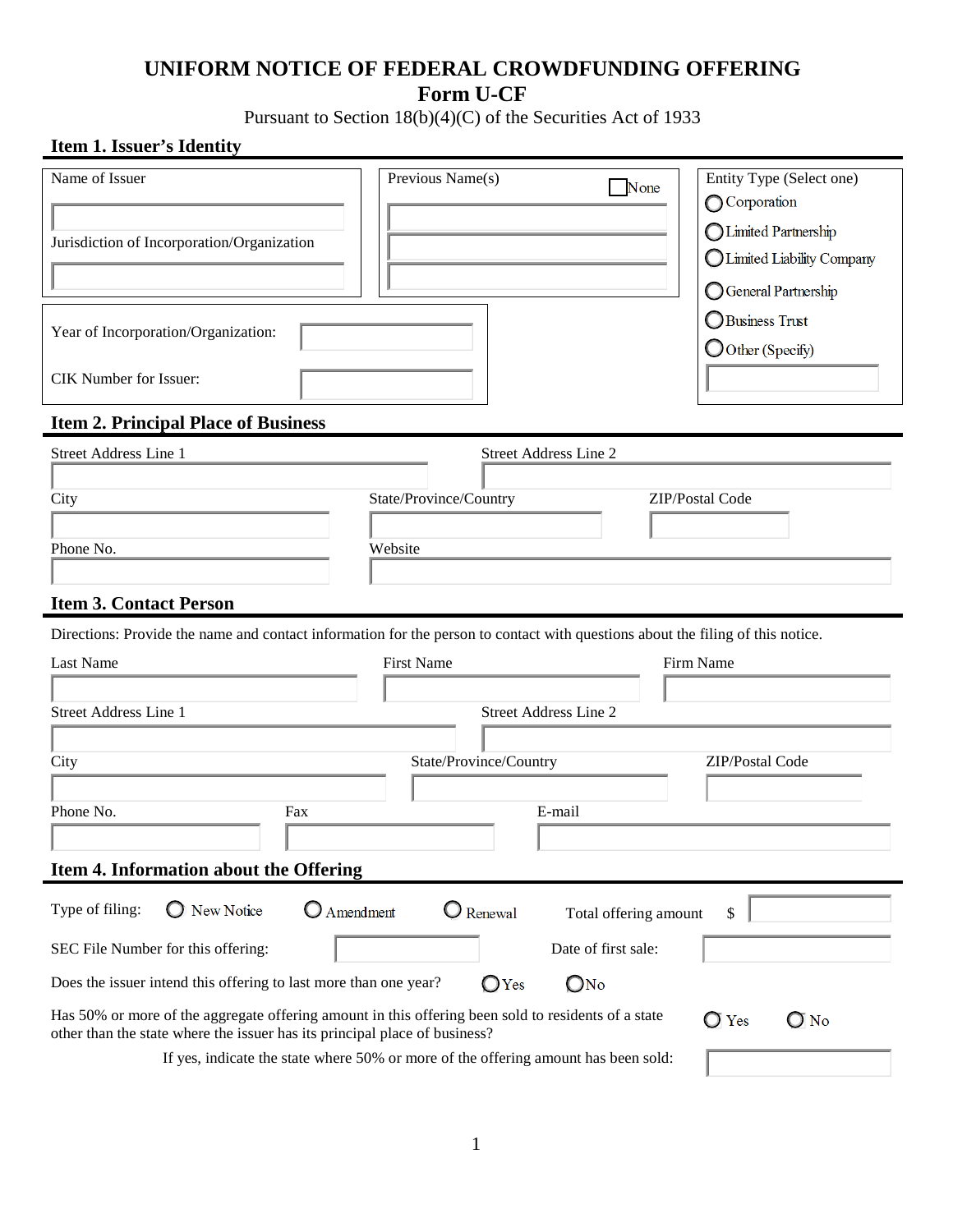# UNIFORM NOTICE OF FEDERAL CROWDFUNDING OFFERING

## Form U-CF

Pursuant to Section 18(b)(4)(C) of the Securities Act of 1933

### Item 1. Issuer's Identity

Name of Issuer

Jurisdiction of Incorporation/Organization

Previous Name(s) ☐ None

Entity Type (Select one)

○ Corporation
○ Limited Partnership
○ Limited Liability Company
○ General Partnership
○ Business Trust
○ Other (Specify)

Year of Incorporation/Organization:

CIK Number for Issuer:

### Item 2. Principal Place of Business

| Street Address Line 1 | Street Address Line 2 | |
|---|---|---|
| City | State/Province/Country | ZIP/Postal Code |
| Phone No. | Website | |

### Item 3. Contact Person

Directions: Provide the name and contact information for the person to contact with questions about the filing of this notice.

| Last Name | First Name | Firm Name |
|---|---|---|
| Street Address Line 1 | Street Address Line 2 | |
| City | State/Province/Country | ZIP/Postal Code |
| Phone No. | Fax | E-mail |

### Item 4. Information about the Offering

Type of filing: ○ New Notice ○ Amendment ○ Renewal Total offering amount $

SEC File Number for this offering: Date of first sale:

Does the issuer intend this offering to last more than one year? ○ Yes ○ No

Has 50% or more of the aggregate offering amount in this offering been sold to residents of a state other than the state where the issuer has its principal place of business? ○ Yes ○ No

If yes, indicate the state where 50% or more of the offering amount has been sold: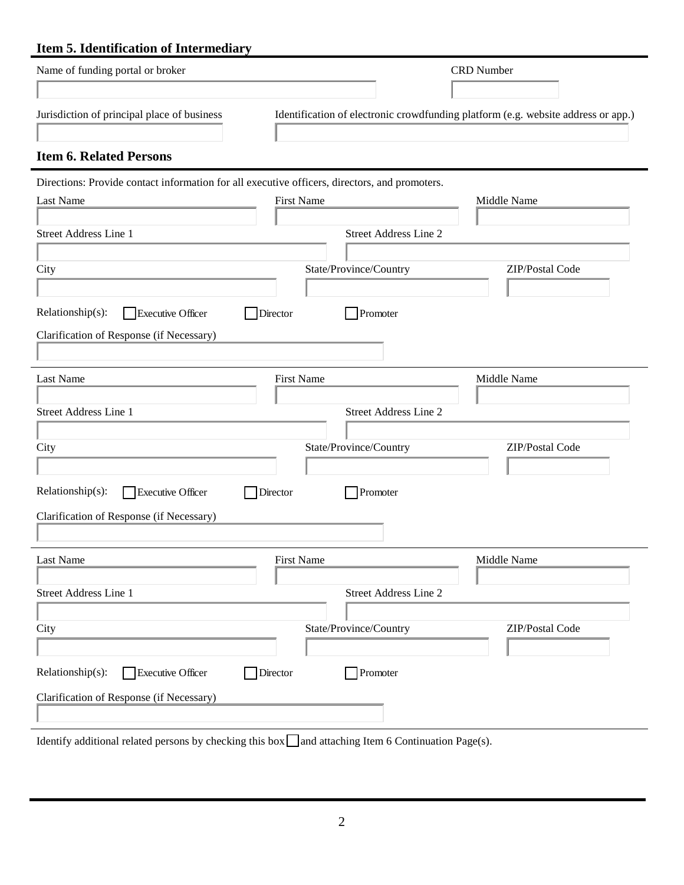## Item 5. Identification of Intermediary

Name of funding portal or broker

CRD Number

Jurisdiction of principal place of business

Identification of electronic crowdfunding platform (e.g. website address or app.)

## Item 6. Related Persons

Directions: Provide contact information for all executive officers, directors, and promoters.

Last Name | First Name | Middle Name

Street Address Line 1 | Street Address Line 2

City | State/Province/Country | ZIP/Postal Code

Relationship(s): ☐ Executive Officer ☐ Director ☐ Promoter

Clarification of Response (if Necessary)

---

Last Name | First Name | Middle Name

Street Address Line 1 | Street Address Line 2

City | State/Province/Country | ZIP/Postal Code

Relationship(s): ☐ Executive Officer ☐ Director ☐ Promoter

Clarification of Response (if Necessary)

---

Last Name | First Name | Middle Name

Street Address Line 1 | Street Address Line 2

City | State/Province/Country | ZIP/Postal Code

Relationship(s): ☐ Executive Officer ☐ Director ☐ Promoter

Clarification of Response (if Necessary)

---

Identify additional related persons by checking this box ☐ and attaching Item 6 Continuation Page(s).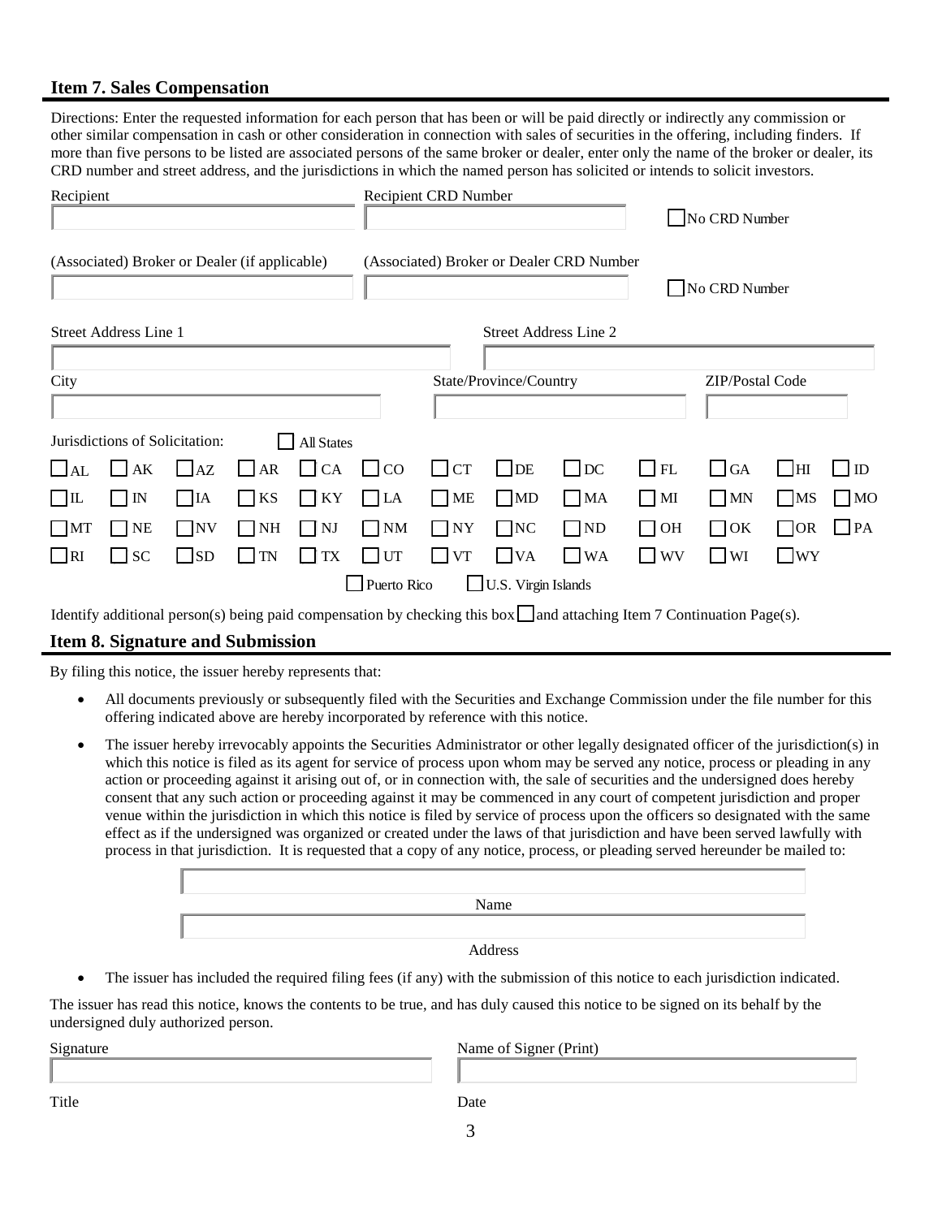## Item 7. Sales Compensation

Directions: Enter the requested information for each person that has been or will be paid directly or indirectly any commission or other similar compensation in cash or other consideration in connection with sales of securities in the offering, including finders. If more than five persons to be listed are associated persons of the same broker or dealer, enter only the name of the broker or dealer, its CRD number and street address, and the jurisdictions in which the named person has solicited or intends to solicit investors.

Recipient | Recipient CRD Number | ☐ No CRD Number

(Associated) Broker or Dealer (if applicable) | (Associated) Broker or Dealer CRD Number | ☐ No CRD Number

Street Address Line 1 | Street Address Line 2

City | State/Province/Country | ZIP/Postal Code

Jurisdictions of Solicitation: ☐ All States

| | | | | | | | | | | | | |
|---|---|---|---|---|---|---|---|---|---|---|---|---|
| ☐ AL | ☐ AK | ☐ AZ | ☐ AR | ☐ CA | ☐ CO | ☐ CT | ☐ DE | ☐ DC | ☐ FL | ☐ GA | ☐ HI | ☐ ID |
| ☐ IL | ☐ IN | ☐ IA | ☐ KS | ☐ KY | ☐ LA | ☐ ME | ☐ MD | ☐ MA | ☐ MI | ☐ MN | ☐ MS | ☐ MO |
| ☐ MT | ☐ NE | ☐ NV | ☐ NH | ☐ NJ | ☐ NM | ☐ NY | ☐ NC | ☐ ND | ☐ OH | ☐ OK | ☐ OR | ☐ PA |
| ☐ RI | ☐ SC | ☐ SD | ☐ TN | ☐ TX | ☐ UT | ☐ VT | ☐ VA | ☐ WA | ☐ WV | ☐ WI | ☐ WY | |

☐ Puerto Rico ☐ U.S. Virgin Islands

Identify additional person(s) being paid compensation by checking this box ☐ and attaching Item 7 Continuation Page(s).

## Item 8. Signature and Submission

By filing this notice, the issuer hereby represents that:

- All documents previously or subsequently filed with the Securities and Exchange Commission under the file number for this offering indicated above are hereby incorporated by reference with this notice.
- The issuer hereby irrevocably appoints the Securities Administrator or other legally designated officer of the jurisdiction(s) in which this notice is filed as its agent for service of process upon whom may be served any notice, process or pleading in any action or proceeding against it arising out of, or in connection with, the sale of securities and the undersigned does hereby consent that any such action or proceeding against it may be commenced in any court of competent jurisdiction and proper venue within the jurisdiction in which this notice is filed by service of process upon the officers so designated with the same effect as if the undersigned was organized or created under the laws of that jurisdiction and have been served lawfully with process in that jurisdiction. It is requested that a copy of any notice, process, or pleading served hereunder be mailed to:

Name

Address

- The issuer has included the required filing fees (if any) with the submission of this notice to each jurisdiction indicated.

The issuer has read this notice, knows the contents to be true, and has duly caused this notice to be signed on its behalf by the undersigned duly authorized person.

Signature | Name of Signer (Print)

Title | Date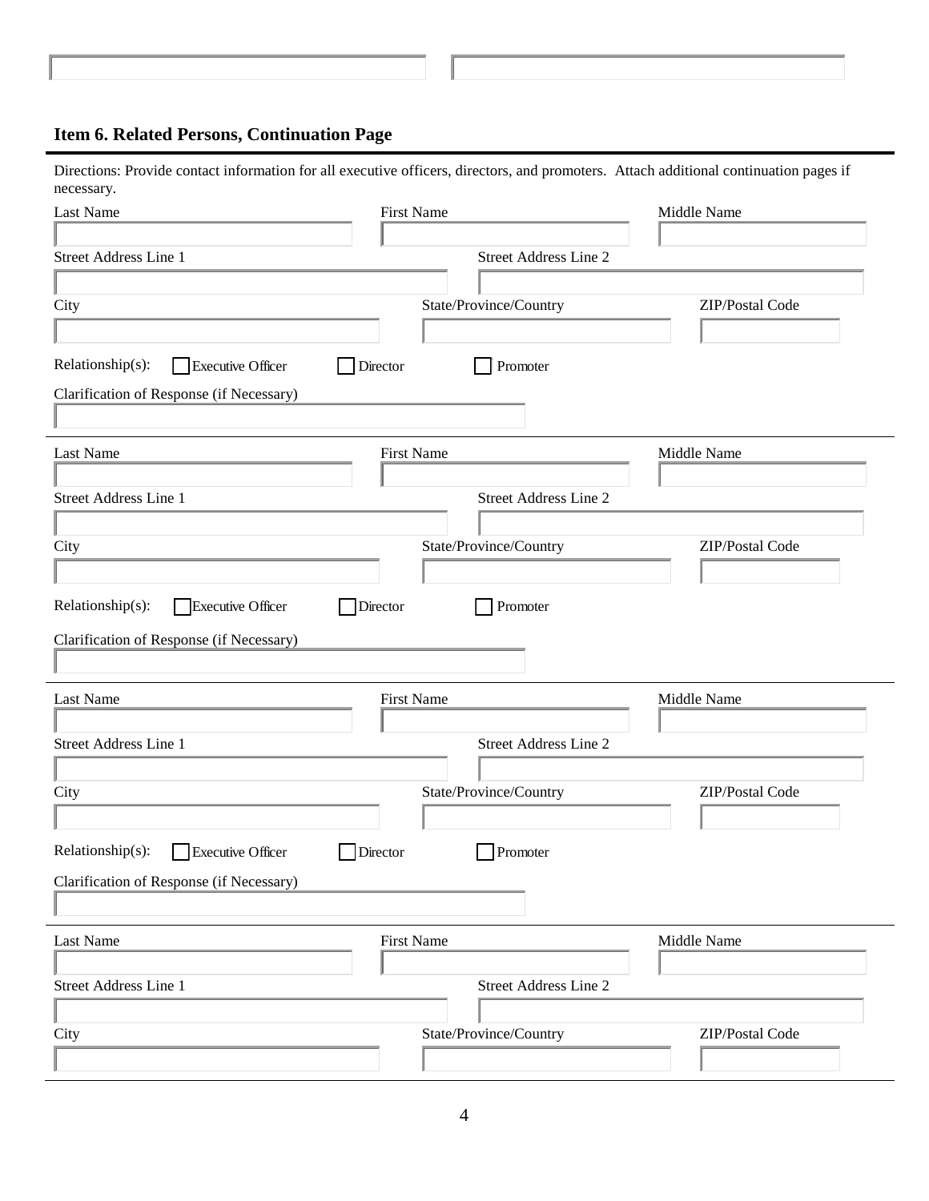## Item 6. Related Persons, Continuation Page

Directions: Provide contact information for all executive officers, directors, and promoters. Attach additional continuation pages if necessary.

Last Name | First Name | Middle Name

Street Address Line 1 | Street Address Line 2

City | State/Province/Country | ZIP/Postal Code

Relationship(s): ☐ Executive Officer ☐ Director ☐ Promoter

Clarification of Response (if Necessary)

---

Last Name | First Name | Middle Name

Street Address Line 1 | Street Address Line 2

City | State/Province/Country | ZIP/Postal Code

Relationship(s): ☐ Executive Officer ☐ Director ☐ Promoter

Clarification of Response (if Necessary)

---

Last Name | First Name | Middle Name

Street Address Line 1 | Street Address Line 2

City | State/Province/Country | ZIP/Postal Code

Relationship(s): ☐ Executive Officer ☐ Director ☐ Promoter

Clarification of Response (if Necessary)

---

Last Name | First Name | Middle Name

Street Address Line 1 | Street Address Line 2

City | State/Province/Country | ZIP/Postal Code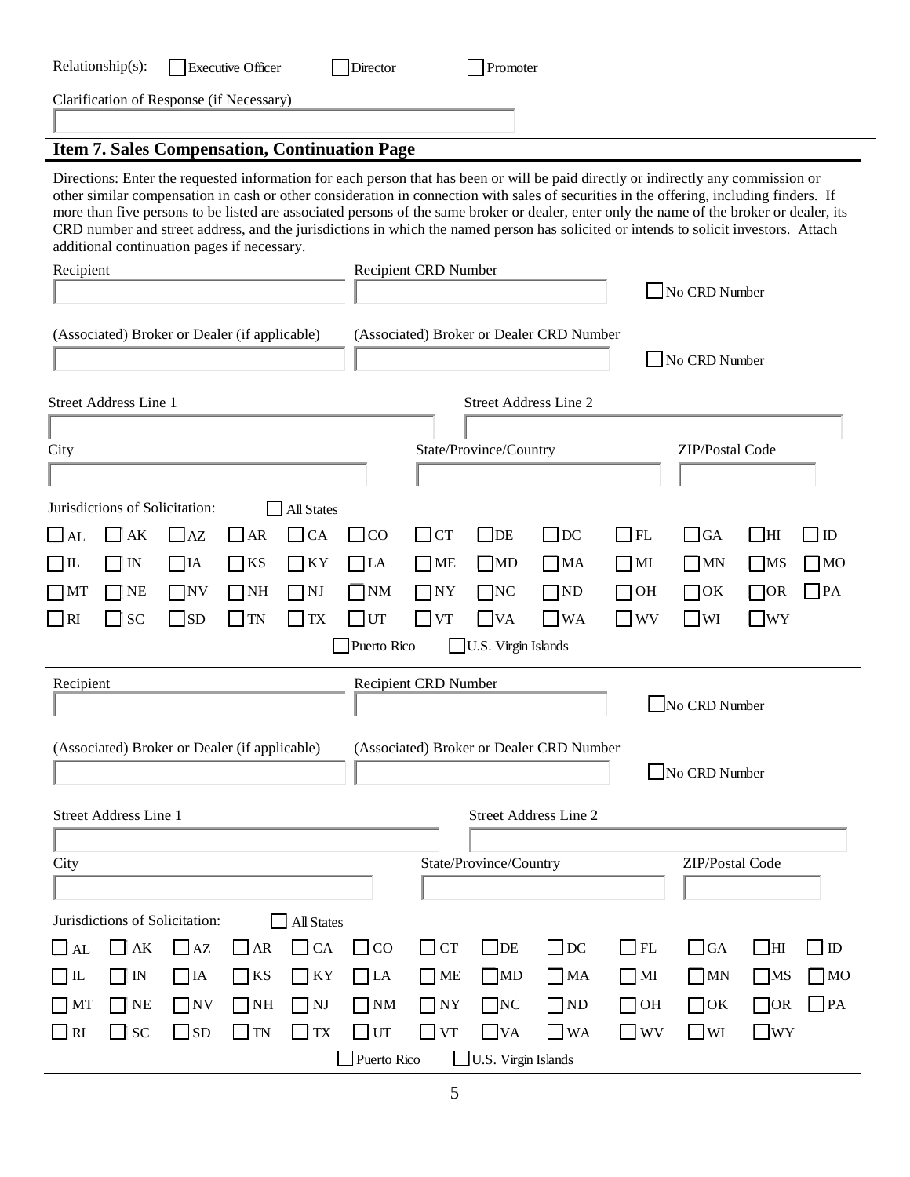Relationship(s): ☐ Executive Officer ☐ Director ☐ Promoter

Clarification of Response (if Necessary)

## Item 7. Sales Compensation, Continuation Page

Directions: Enter the requested information for each person that has been or will be paid directly or indirectly any commission or other similar compensation in cash or other consideration in connection with sales of securities in the offering, including finders. If more than five persons to be listed are associated persons of the same broker or dealer, enter only the name of the broker or dealer, its CRD number and street address, and the jurisdictions in which the named person has solicited or intends to solicit investors. Attach additional continuation pages if necessary.

Recipient | Recipient CRD Number | ☐ No CRD Number

(Associated) Broker or Dealer (if applicable) | (Associated) Broker or Dealer CRD Number | ☐ No CRD Number

Street Address Line 1 | Street Address Line 2

City | State/Province/Country | ZIP/Postal Code

Jurisdictions of Solicitation: ☐ All States

☐ AL ☐ AK ☐ AZ ☐ AR ☐ CA ☐ CO ☐ CT ☐ DE ☐ DC ☐ FL ☐ GA ☐ HI ☐ ID
☐ IL ☐ IN ☐ IA ☐ KS ☐ KY ☐ LA ☐ ME ☐ MD ☐ MA ☐ MI ☐ MN ☐ MS ☐ MO
☐ MT ☐ NE ☐ NV ☐ NH ☐ NJ ☐ NM ☐ NY ☐ NC ☐ ND ☐ OH ☐ OK ☐ OR ☐ PA
☐ RI ☐ SC ☐ SD ☐ TN ☐ TX ☐ UT ☐ VT ☐ VA ☐ WA ☐ WV ☐ WI ☐ WY
☐ Puerto Rico ☐ U.S. Virgin Islands

---

Recipient | Recipient CRD Number | ☐ No CRD Number

(Associated) Broker or Dealer (if applicable) | (Associated) Broker or Dealer CRD Number | ☐ No CRD Number

Street Address Line 1 | Street Address Line 2

City | State/Province/Country | ZIP/Postal Code

Jurisdictions of Solicitation: ☐ All States

☐ AL ☐ AK ☐ AZ ☐ AR ☐ CA ☐ CO ☐ CT ☐ DE ☐ DC ☐ FL ☐ GA ☐ HI ☐ ID
☐ IL ☐ IN ☐ IA ☐ KS ☐ KY ☐ LA ☐ ME ☐ MD ☐ MA ☐ MI ☐ MN ☐ MS ☐ MO
☐ MT ☐ NE ☐ NV ☐ NH ☐ NJ ☐ NM ☐ NY ☐ NC ☐ ND ☐ OH ☐ OK ☐ OR ☐ PA
☐ RI ☐ SC ☐ SD ☐ TN ☐ TX ☐ UT ☐ VT ☐ VA ☐ WA ☐ WV ☐ WI ☐ WY
☐ Puerto Rico ☐ U.S. Virgin Islands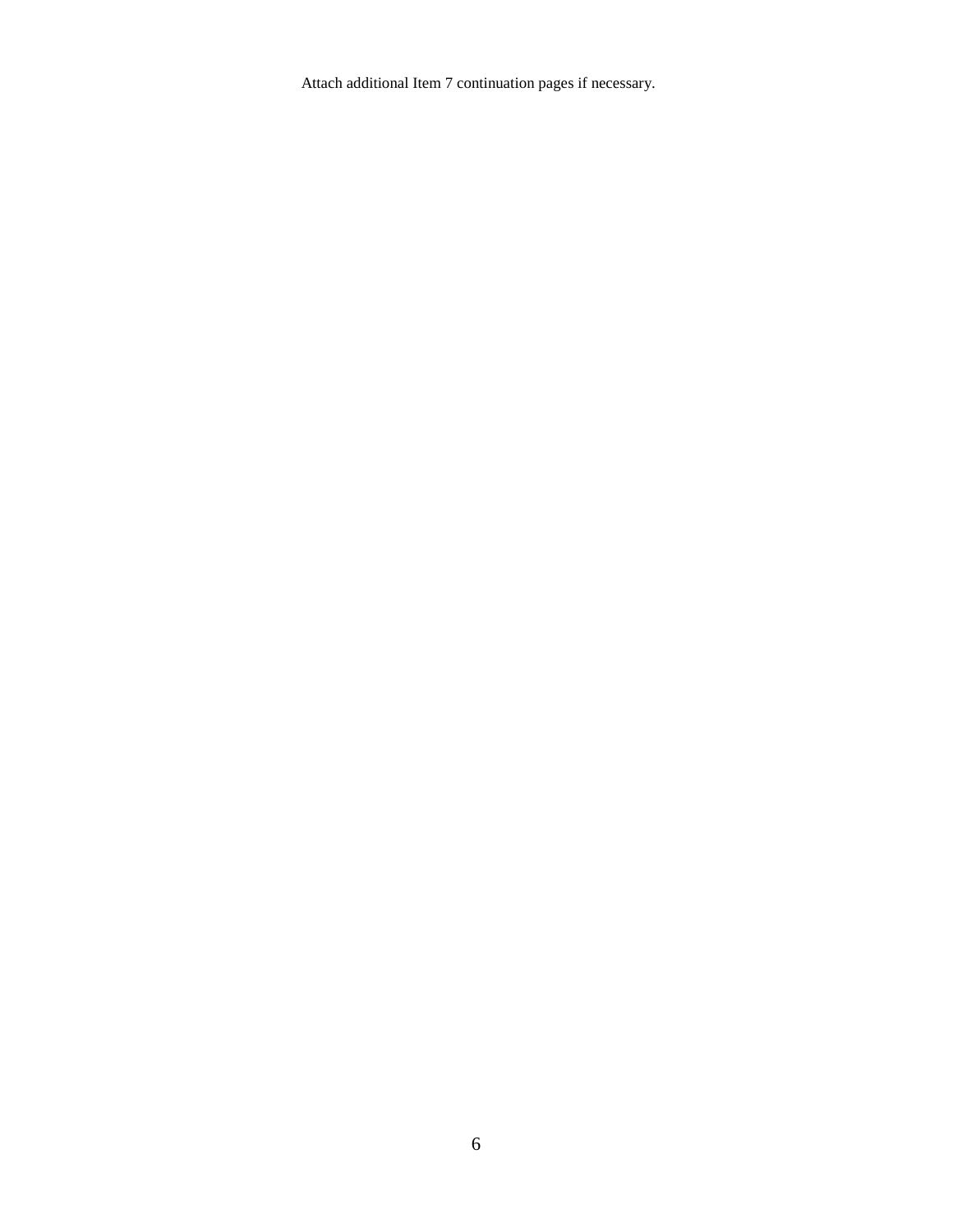Attach additional Item 7 continuation pages if necessary.